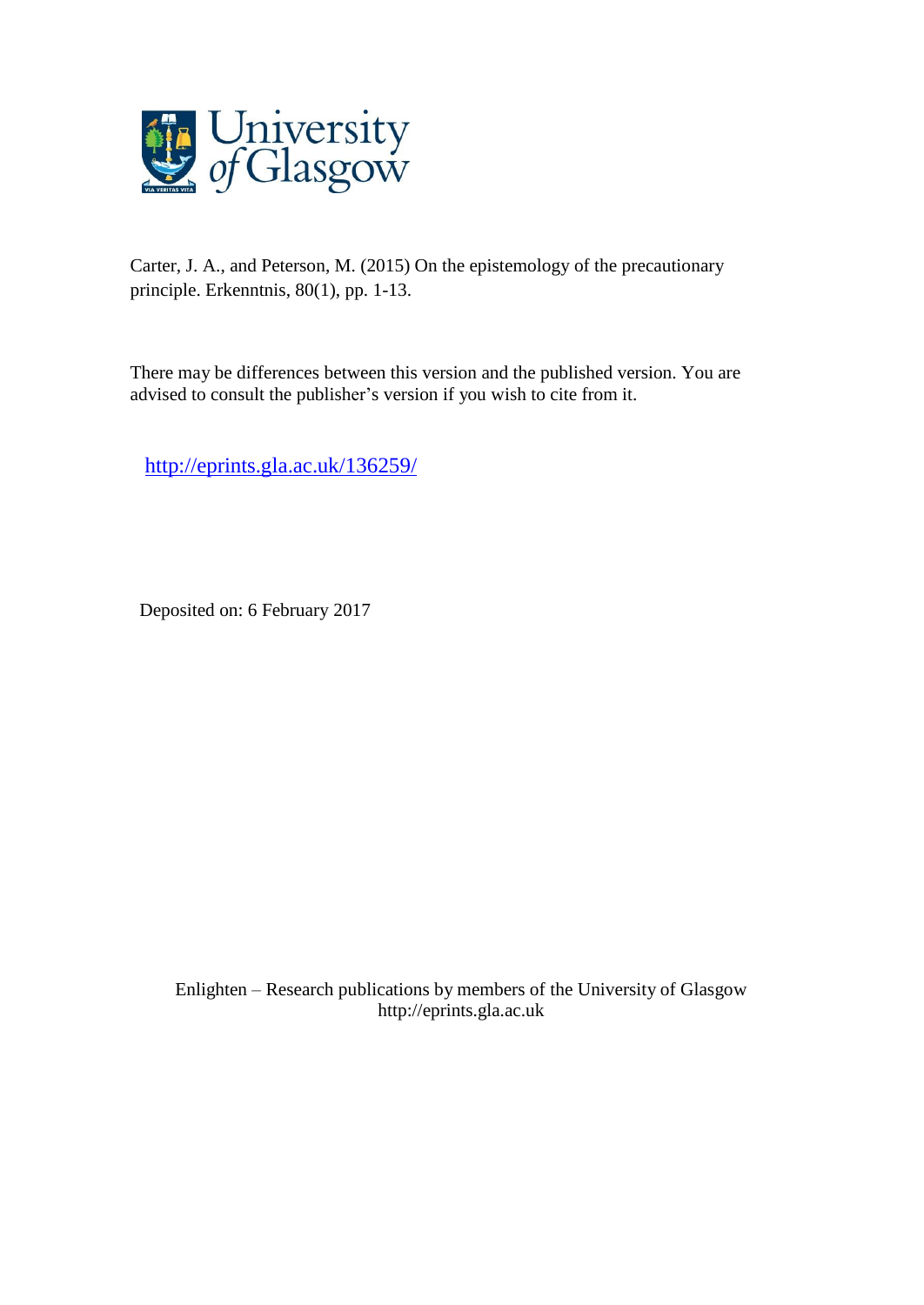Carter, J. A., and Peterson, M. (2015) On the epistemology of the precautionary principle. Erkenntnis, 80(1), pp. 1-13.

There may be differences between this version and the published version. You are advised to consult the publisher's version if you wish to cite from it.

http://eprints.gla.ac.uk/136259/

Deposited on: 6 February 2017

Enlighten – Research publications by members of the University of Glasgow
http://eprints.gla.ac.uk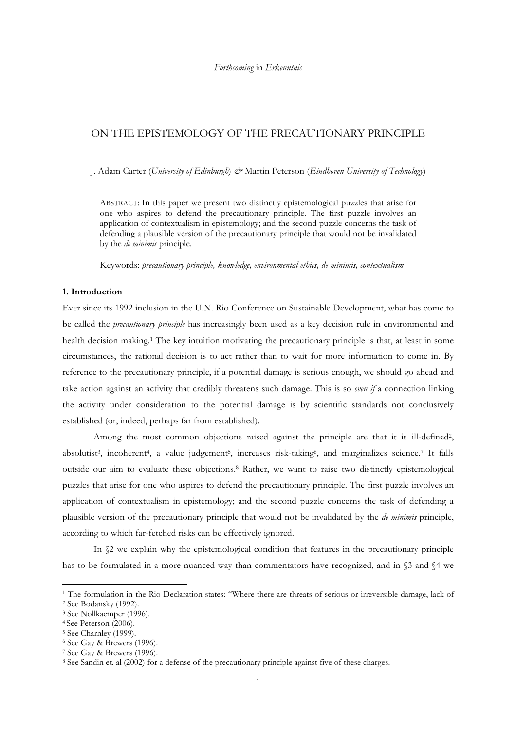*Forthcoming* in *Erkenntnis*

# ON THE EPISTEMOLOGY OF THE PRECAUTIONARY PRINCIPLE

J. Adam Carter (*University of Edinburgh*) *&* Martin Peterson (*Eindhoven University of Technology*)

> ABSTRACT: In this paper we present two distinctly epistemological puzzles that arise for one who aspires to defend the precautionary principle. The first puzzle involves an application of contextualism in epistemology; and the second puzzle concerns the task of defending a plausible version of the precautionary principle that would not be invalidated by the *de minimis* principle.
>
> Keywords: *precautionary principle, knowledge, environmental ethics, de minimis, contextualism*

## 1. Introduction

Ever since its 1992 inclusion in the U.N. Rio Conference on Sustainable Development, what has come to be called the *precautionary principle* has increasingly been used as a key decision rule in environmental and health decision making.[1] The key intuition motivating the precautionary principle is that, at least in some circumstances, the rational decision is to act rather than to wait for more information to come in. By reference to the precautionary principle, if a potential damage is serious enough, we should go ahead and take action against an activity that credibly threatens such damage. This is so *even if* a connection linking the activity under consideration to the potential damage is by scientific standards not conclusively established (or, indeed, perhaps far from established).

Among the most common objections raised against the principle are that it is ill-defined[2], absolutist[3], incoherent[4], a value judgement[5], increases risk-taking[6], and marginalizes science.[7] It falls outside our aim to evaluate these objections.[8] Rather, we want to raise two distinctly epistemological puzzles that arise for one who aspires to defend the precautionary principle. The first puzzle involves an application of contextualism in epistemology; and the second puzzle concerns the task of defending a plausible version of the precautionary principle that would not be invalidated by the *de minimis* principle, according to which far-fetched risks can be effectively ignored.

In §2 we explain why the epistemological condition that features in the precautionary principle has to be formulated in a more nuanced way than commentators have recognized, and in §3 and §4 we

---

[1] The formulation in the Rio Declaration states: "Where there are threats of serious or irreversible damage, lack of

[2] See Bodansky (1992).

[3] See Nollkaemper (1996).

[4] See Peterson (2006).

[5] See Charnley (1999).

[6] See Gay & Brewers (1996).

[7] See Gay & Brewers (1996).

[8] See Sandin et. al (2002) for a defense of the precautionary principle against five of these charges.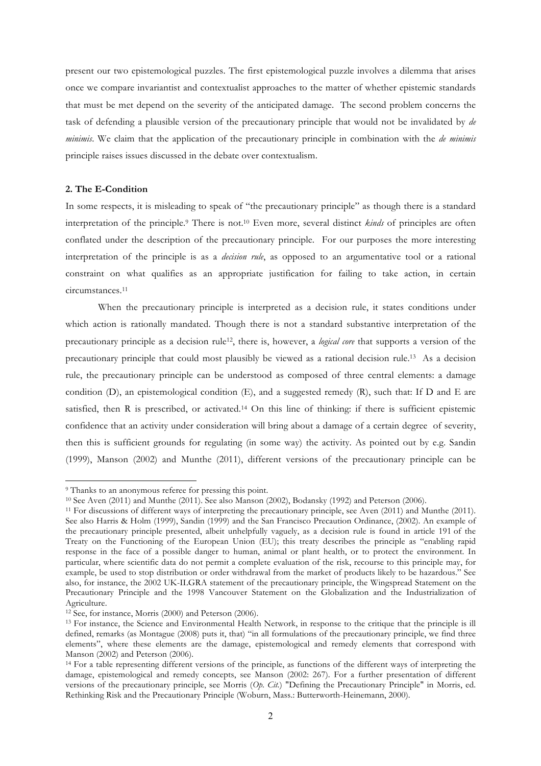present our two epistemological puzzles. The first epistemological puzzle involves a dilemma that arises once we compare invariantist and contextualist approaches to the matter of whether epistemic standards that must be met depend on the severity of the anticipated damage. The second problem concerns the task of defending a plausible version of the precautionary principle that would not be invalidated by *de minimis*. We claim that the application of the precautionary principle in combination with the *de minimis* principle raises issues discussed in the debate over contextualism.

## 2. The E-Condition

In some respects, it is misleading to speak of "the precautionary principle" as though there is a standard interpretation of the principle.[9] There is not.[10] Even more, several distinct *kinds* of principles are often conflated under the description of the precautionary principle. For our purposes the more interesting interpretation of the principle is as a *decision rule*, as opposed to an argumentative tool or a rational constraint on what qualifies as an appropriate justification for failing to take action, in certain circumstances.[11]

When the precautionary principle is interpreted as a decision rule, it states conditions under which action is rationally mandated. Though there is not a standard substantive interpretation of the precautionary principle as a decision rule[12], there is, however, a *logical core* that supports a version of the precautionary principle that could most plausibly be viewed as a rational decision rule.[13] As a decision rule, the precautionary principle can be understood as composed of three central elements: a damage condition (D), an epistemological condition (E), and a suggested remedy (R), such that: If D and E are satisfied, then R is prescribed, or activated.[14] On this line of thinking: if there is sufficient epistemic confidence that an activity under consideration will bring about a damage of a certain degree of severity, then this is sufficient grounds for regulating (in some way) the activity. As pointed out by e.g. Sandin (1999), Manson (2002) and Munthe (2011), different versions of the precautionary principle can be

---

[9] Thanks to an anonymous referee for pressing this point.

[10] See Aven (2011) and Munthe (2011). See also Manson (2002), Bodansky (1992) and Peterson (2006).

[11] For discussions of different ways of interpreting the precautionary principle, see Aven (2011) and Munthe (2011). See also Harris & Holm (1999), Sandin (1999) and the San Francisco Precaution Ordinance, (2002). An example of the precautionary principle presented, albeit unhelpfully vaguely, as a decision rule is found in article 191 of the Treaty on the Functioning of the European Union (EU); this treaty describes the principle as "enabling rapid response in the face of a possible danger to human, animal or plant health, or to protect the environment. In particular, where scientific data do not permit a complete evaluation of the risk, recourse to this principle may, for example, be used to stop distribution or order withdrawal from the market of products likely to be hazardous." See also, for instance, the 2002 UK-ILGRA statement of the precautionary principle, the Wingspread Statement on the Precautionary Principle and the 1998 Vancouver Statement on the Globalization and the Industrialization of Agriculture.

[12] See, for instance, Morris (2000) and Peterson (2006).

[13] For instance, the Science and Environmental Health Network, in response to the critique that the principle is ill defined, remarks (as Montague (2008) puts it, that) "in all formulations of the precautionary principle, we find three elements", where these elements are the damage, epistemological and remedy elements that correspond with Manson (2002) and Peterson (2006).

[14] For a table representing different versions of the principle, as functions of the different ways of interpreting the damage, epistemological and remedy concepts, see Manson (2002: 267). For a further presentation of different versions of the precautionary principle, see Morris (*Op. Cit.*) "Defining the Precautionary Principle" in Morris, ed. Rethinking Risk and the Precautionary Principle (Woburn, Mass.: Butterworth-Heinemann, 2000).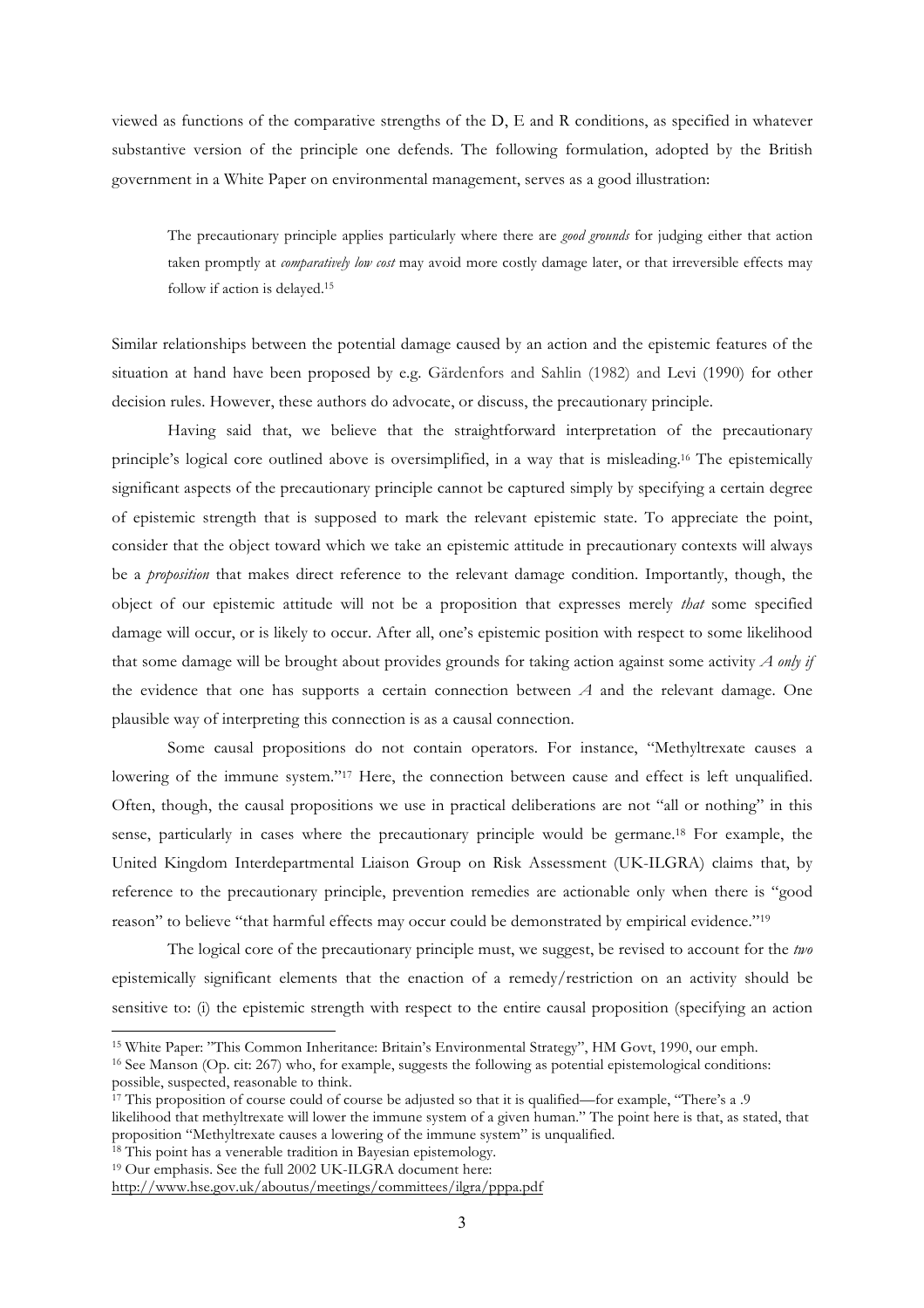viewed as functions of the comparative strengths of the D, E and R conditions, as specified in whatever substantive version of the principle one defends. The following formulation, adopted by the British government in a White Paper on environmental management, serves as a good illustration:

> The precautionary principle applies particularly where there are *good grounds* for judging either that action taken promptly at *comparatively low cost* may avoid more costly damage later, or that irreversible effects may follow if action is delayed.[15]

Similar relationships between the potential damage caused by an action and the epistemic features of the situation at hand have been proposed by e.g. Gärdenfors and Sahlin (1982) and Levi (1990) for other decision rules. However, these authors do advocate, or discuss, the precautionary principle.

Having said that, we believe that the straightforward interpretation of the precautionary principle's logical core outlined above is oversimplified, in a way that is misleading.[16] The epistemically significant aspects of the precautionary principle cannot be captured simply by specifying a certain degree of epistemic strength that is supposed to mark the relevant epistemic state. To appreciate the point, consider that the object toward which we take an epistemic attitude in precautionary contexts will always be a *proposition* that makes direct reference to the relevant damage condition. Importantly, though, the object of our epistemic attitude will not be a proposition that expresses merely *that* some specified damage will occur, or is likely to occur. After all, one's epistemic position with respect to some likelihood that some damage will be brought about provides grounds for taking action against some activity *A only if* the evidence that one has supports a certain connection between *A* and the relevant damage. One plausible way of interpreting this connection is as a causal connection.

Some causal propositions do not contain operators. For instance, "Methyltrexate causes a lowering of the immune system."[17] Here, the connection between cause and effect is left unqualified. Often, though, the causal propositions we use in practical deliberations are not "all or nothing" in this sense, particularly in cases where the precautionary principle would be germane.[18] For example, the United Kingdom Interdepartmental Liaison Group on Risk Assessment (UK-ILGRA) claims that, by reference to the precautionary principle, prevention remedies are actionable only when there is "good reason" to believe "that harmful effects may occur could be demonstrated by empirical evidence."[19]

The logical core of the precautionary principle must, we suggest, be revised to account for the *two* epistemically significant elements that the enaction of a remedy/restriction on an activity should be sensitive to: (i) the epistemic strength with respect to the entire causal proposition (specifying an action

---

[15] White Paper: "This Common Inheritance: Britain's Environmental Strategy", HM Govt, 1990, our emph.

[16] See Manson (Op. cit: 267) who, for example, suggests the following as potential epistemological conditions: possible, suspected, reasonable to think.

[17] This proposition of course could of course be adjusted so that it is qualified—for example, "There's a .9 likelihood that methyltrexate will lower the immune system of a given human." The point here is that, as stated, that proposition "Methyltrexate causes a lowering of the immune system" is unqualified.

[18] This point has a venerable tradition in Bayesian epistemology.

[19] Our emphasis. See the full 2002 UK-ILGRA document here: http://www.hse.gov.uk/aboutus/meetings/committees/ilgra/pppa.pdf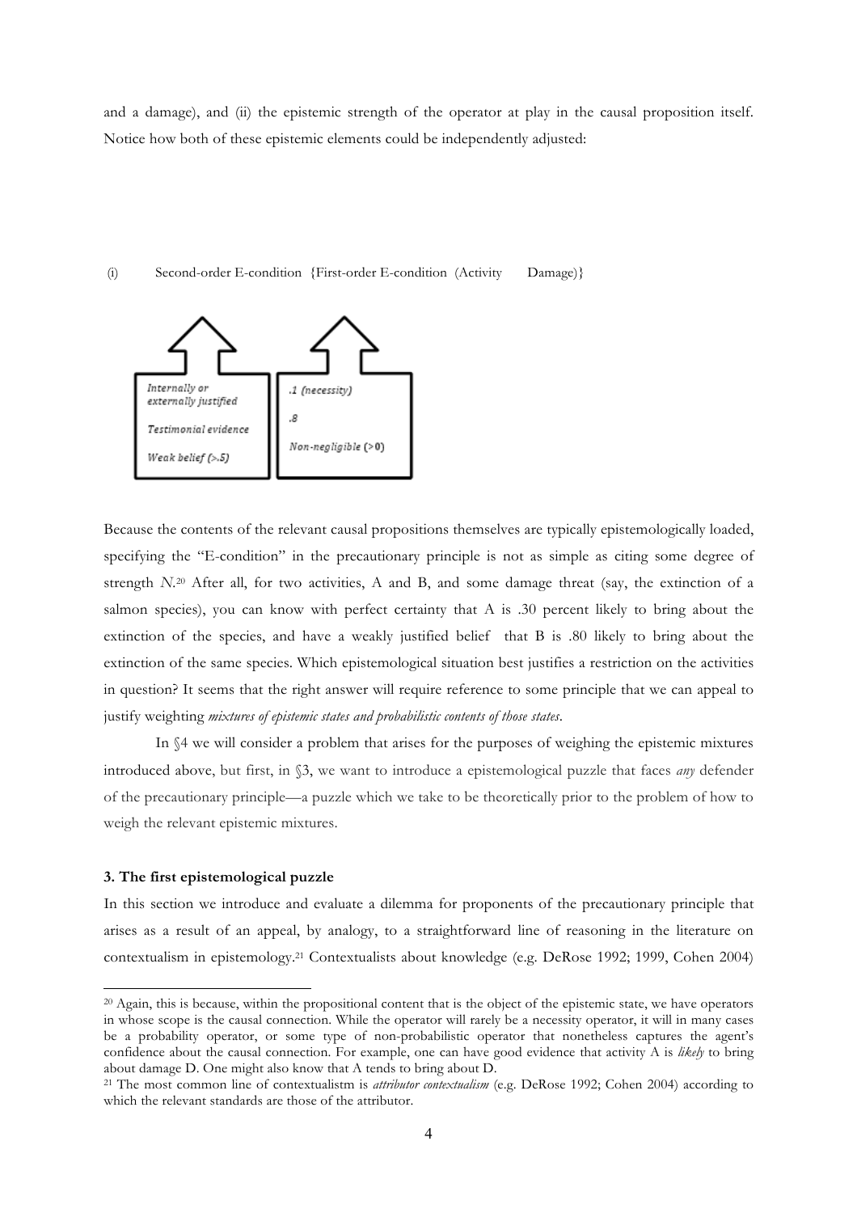and a damage), and (ii) the epistemic strength of the operator at play in the causal proposition itself. Notice how both of these epistemic elements could be independently adjusted:

(i) Second-order E-condition {First-order E-condition (Activity Damage)}

| Internally or externally justified | .1 (necessity) |
|---|---|
| Testimonial evidence | .8 |
| Weak belief (>.5) | Non-negligible (>0) |

Because the contents of the relevant causal propositions themselves are typically epistemologically loaded, specifying the "E-condition" in the precautionary principle is not as simple as citing some degree of strength *N*.[20] After all, for two activities, A and B, and some damage threat (say, the extinction of a salmon species), you can know with perfect certainty that A is .30 percent likely to bring about the extinction of the species, and have a weakly justified belief that B is .80 likely to bring about the extinction of the same species. Which epistemological situation best justifies a restriction on the activities in question? It seems that the right answer will require reference to some principle that we can appeal to justify weighting *mixtures of epistemic states and probabilistic contents of those states*.

In §4 we will consider a problem that arises for the purposes of weighing the epistemic mixtures introduced above, but first, in §3, we want to introduce a epistemological puzzle that faces *any* defender of the precautionary principle—a puzzle which we take to be theoretically prior to the problem of how to weigh the relevant epistemic mixtures.

**3. The first epistemological puzzle**

In this section we introduce and evaluate a dilemma for proponents of the precautionary principle that arises as a result of an appeal, by analogy, to a straightforward line of reasoning in the literature on contextualism in epistemology.[21] Contextualists about knowledge (e.g. DeRose 1992; 1999, Cohen 2004)

---

[20] Again, this is because, within the propositional content that is the object of the epistemic state, we have operators in whose scope is the causal connection. While the operator will rarely be a necessity operator, it will in many cases be a probability operator, or some type of non-probabilistic operator that nonetheless captures the agent's confidence about the causal connection. For example, one can have good evidence that activity A is *likely* to bring about damage D. One might also know that A tends to bring about D.

[21] The most common line of contextualistm is *attributor contextualism* (e.g. DeRose 1992; Cohen 2004) according to which the relevant standards are those of the attributor.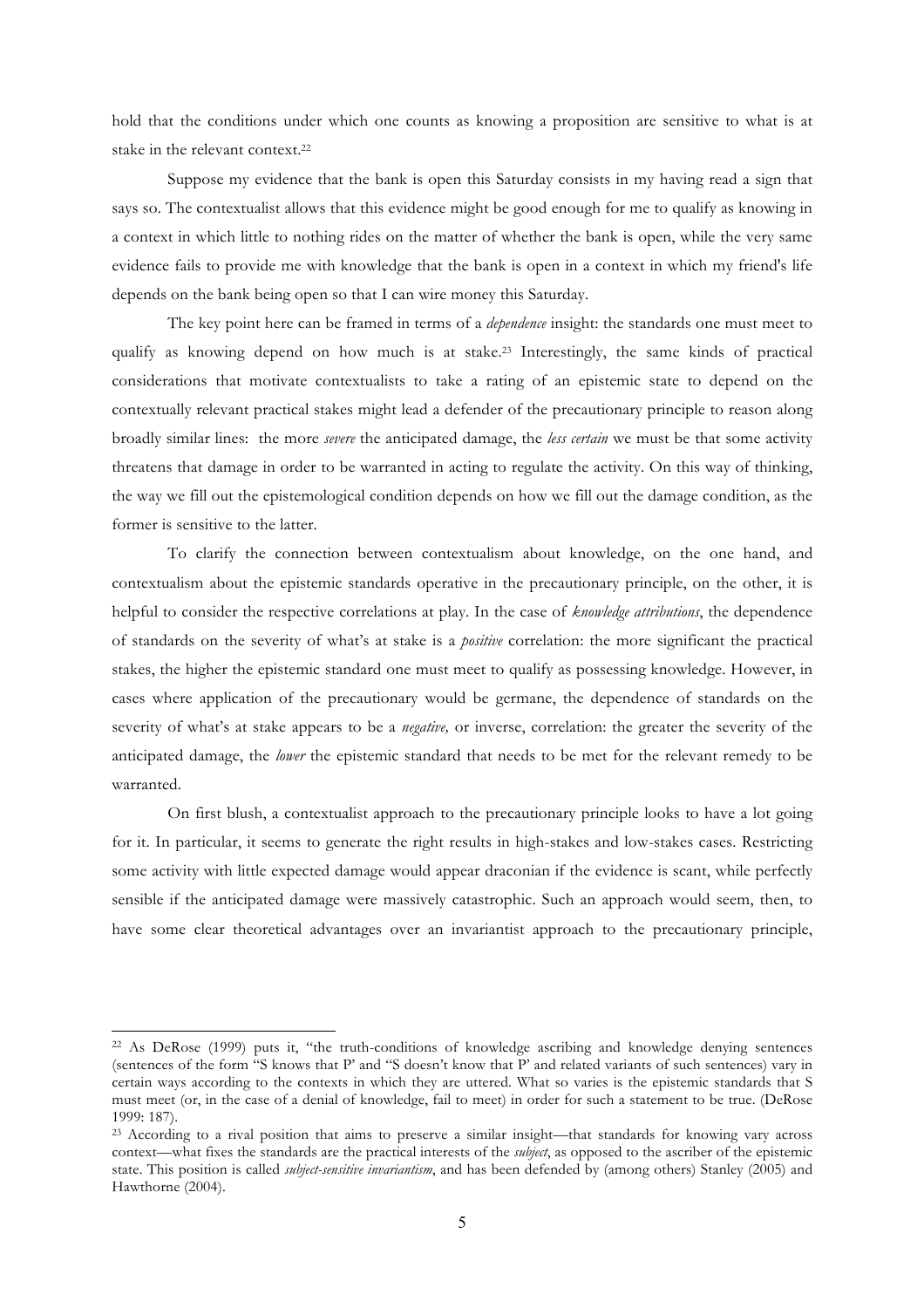hold that the conditions under which one counts as knowing a proposition are sensitive to what is at stake in the relevant context.[22]

Suppose my evidence that the bank is open this Saturday consists in my having read a sign that says so. The contextualist allows that this evidence might be good enough for me to qualify as knowing in a context in which little to nothing rides on the matter of whether the bank is open, while the very same evidence fails to provide me with knowledge that the bank is open in a context in which my friend's life depends on the bank being open so that I can wire money this Saturday.

The key point here can be framed in terms of a *dependence* insight: the standards one must meet to qualify as knowing depend on how much is at stake.[23] Interestingly, the same kinds of practical considerations that motivate contextualists to take a rating of an epistemic state to depend on the contextually relevant practical stakes might lead a defender of the precautionary principle to reason along broadly similar lines: the more *severe* the anticipated damage, the *less certain* we must be that some activity threatens that damage in order to be warranted in acting to regulate the activity. On this way of thinking, the way we fill out the epistemological condition depends on how we fill out the damage condition, as the former is sensitive to the latter.

To clarify the connection between contextualism about knowledge, on the one hand, and contextualism about the epistemic standards operative in the precautionary principle, on the other, it is helpful to consider the respective correlations at play. In the case of *knowledge attributions*, the dependence of standards on the severity of what's at stake is a *positive* correlation: the more significant the practical stakes, the higher the epistemic standard one must meet to qualify as possessing knowledge. However, in cases where application of the precautionary would be germane, the dependence of standards on the severity of what's at stake appears to be a *negative,* or inverse, correlation: the greater the severity of the anticipated damage, the *lower* the epistemic standard that needs to be met for the relevant remedy to be warranted.

On first blush, a contextualist approach to the precautionary principle looks to have a lot going for it. In particular, it seems to generate the right results in high-stakes and low-stakes cases. Restricting some activity with little expected damage would appear draconian if the evidence is scant, while perfectly sensible if the anticipated damage were massively catastrophic. Such an approach would seem, then, to have some clear theoretical advantages over an invariantist approach to the precautionary principle,

---

[22] As DeRose (1999) puts it, "the truth-conditions of knowledge ascribing and knowledge denying sentences (sentences of the form "S knows that P' and "S doesn't know that P' and related variants of such sentences) vary in certain ways according to the contexts in which they are uttered. What so varies is the epistemic standards that S must meet (or, in the case of a denial of knowledge, fail to meet) in order for such a statement to be true. (DeRose 1999: 187).

[23] According to a rival position that aims to preserve a similar insight—that standards for knowing vary across context—what fixes the standards are the practical interests of the *subject*, as opposed to the ascriber of the epistemic state. This position is called *subject-sensitive invariantism*, and has been defended by (among others) Stanley (2005) and Hawthorne (2004).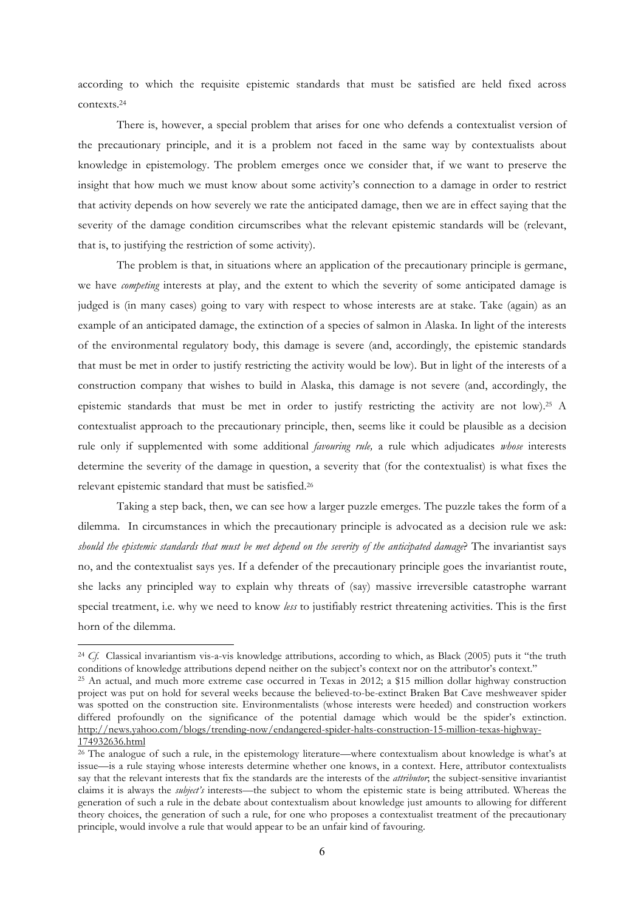according to which the requisite epistemic standards that must be satisfied are held fixed across contexts.[24]

There is, however, a special problem that arises for one who defends a contextualist version of the precautionary principle, and it is a problem not faced in the same way by contextualists about knowledge in epistemology. The problem emerges once we consider that, if we want to preserve the insight that how much we must know about some activity's connection to a damage in order to restrict that activity depends on how severely we rate the anticipated damage, then we are in effect saying that the severity of the damage condition circumscribes what the relevant epistemic standards will be (relevant, that is, to justifying the restriction of some activity).

The problem is that, in situations where an application of the precautionary principle is germane, we have *competing* interests at play, and the extent to which the severity of some anticipated damage is judged is (in many cases) going to vary with respect to whose interests are at stake. Take (again) as an example of an anticipated damage, the extinction of a species of salmon in Alaska. In light of the interests of the environmental regulatory body, this damage is severe (and, accordingly, the epistemic standards that must be met in order to justify restricting the activity would be low). But in light of the interests of a construction company that wishes to build in Alaska, this damage is not severe (and, accordingly, the epistemic standards that must be met in order to justify restricting the activity are not low).[25] A contextualist approach to the precautionary principle, then, seems like it could be plausible as a decision rule only if supplemented with some additional *favouring rule,* a rule which adjudicates *whose* interests determine the severity of the damage in question, a severity that (for the contextualist) is what fixes the relevant epistemic standard that must be satisfied.[26]

Taking a step back, then, we can see how a larger puzzle emerges. The puzzle takes the form of a dilemma. In circumstances in which the precautionary principle is advocated as a decision rule we ask: *should the epistemic standards that must be met depend on the severity of the anticipated damage*? The invariantist says no, and the contextualist says yes. If a defender of the precautionary principle goes the invariantist route, she lacks any principled way to explain why threats of (say) massive irreversible catastrophe warrant special treatment, i.e. why we need to know *less* to justifiably restrict threatening activities. This is the first horn of the dilemma.

---

[24] *Cf.* Classical invariantism vis-a-vis knowledge attributions, according to which, as Black (2005) puts it "the truth conditions of knowledge attributions depend neither on the subject's context nor on the attributor's context."

[25] An actual, and much more extreme case occurred in Texas in 2012; a $15 million dollar highway construction project was put on hold for several weeks because the believed-to-be-extinct Braken Bat Cave meshweaver spider was spotted on the construction site. Environmentalists (whose interests were heeded) and construction workers differed profoundly on the significance of the potential damage which would be the spider's extinction. http://news.yahoo.com/blogs/trending-now/endangered-spider-halts-construction-15-million-texas-highway-174932636.html

[26] The analogue of such a rule, in the epistemology literature—where contextualism about knowledge is what's at issue—is a rule staying whose interests determine whether one knows, in a context. Here, attributor contextualists say that the relevant interests that fix the standards are the interests of the *attributor*; the subject-sensitive invariantist claims it is always the *subject's* interests—the subject to whom the epistemic state is being attributed. Whereas the generation of such a rule in the debate about contextualism about knowledge just amounts to allowing for different theory choices, the generation of such a rule, for one who proposes a contextualist treatment of the precautionary principle, would involve a rule that would appear to be an unfair kind of favouring.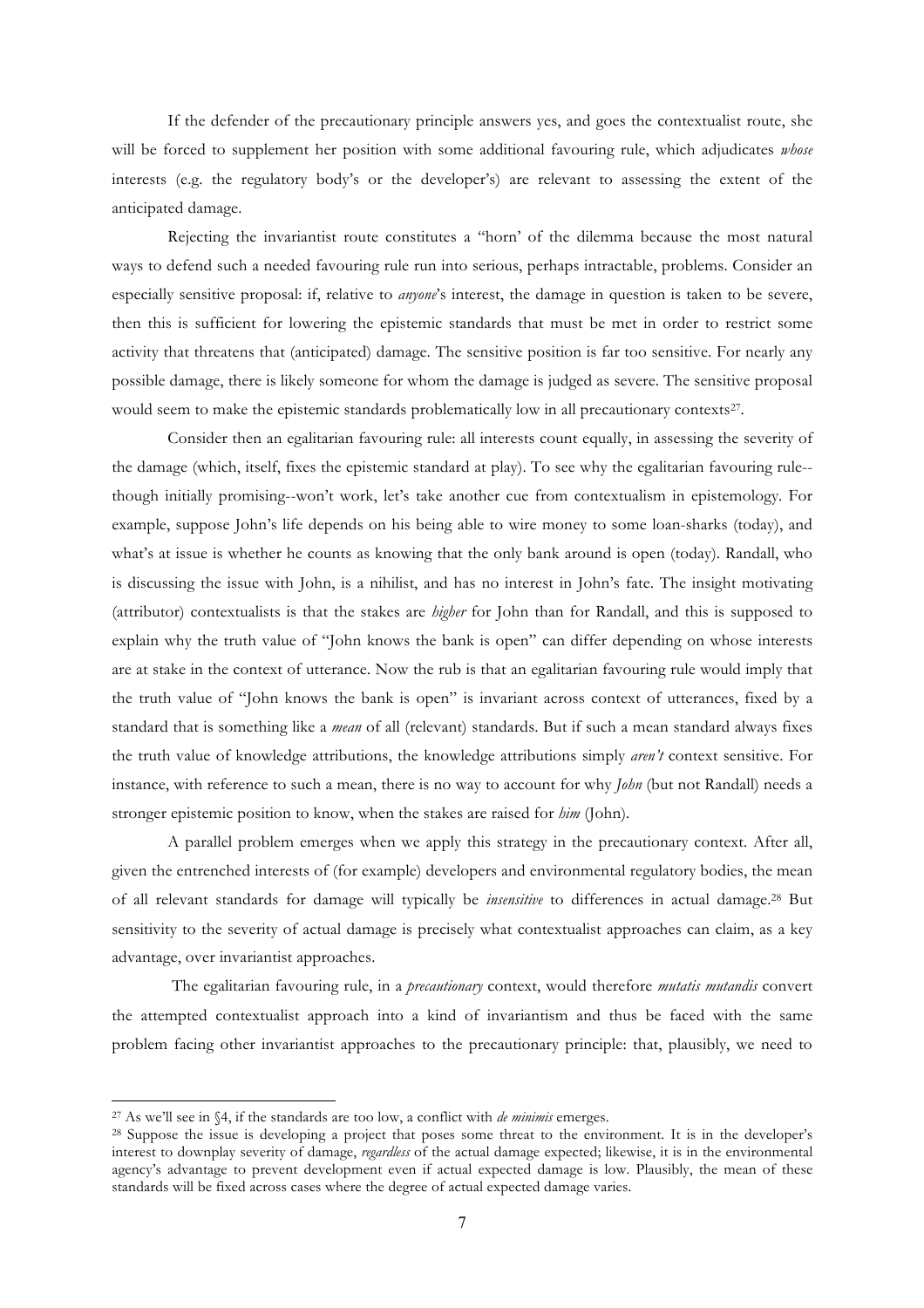If the defender of the precautionary principle answers yes, and goes the contextualist route, she will be forced to supplement her position with some additional favouring rule, which adjudicates *whose* interests (e.g. the regulatory body's or the developer's) are relevant to assessing the extent of the anticipated damage.

Rejecting the invariantist route constitutes a "horn' of the dilemma because the most natural ways to defend such a needed favouring rule run into serious, perhaps intractable, problems. Consider an especially sensitive proposal: if, relative to *anyone*'s interest, the damage in question is taken to be severe, then this is sufficient for lowering the epistemic standards that must be met in order to restrict some activity that threatens that (anticipated) damage. The sensitive position is far too sensitive. For nearly any possible damage, there is likely someone for whom the damage is judged as severe. The sensitive proposal would seem to make the epistemic standards problematically low in all precautionary contexts[27].

Consider then an egalitarian favouring rule: all interests count equally, in assessing the severity of the damage (which, itself, fixes the epistemic standard at play). To see why the egalitarian favouring rule--though initially promising--won't work, let's take another cue from contextualism in epistemology. For example, suppose John's life depends on his being able to wire money to some loan-sharks (today), and what's at issue is whether he counts as knowing that the only bank around is open (today). Randall, who is discussing the issue with John, is a nihilist, and has no interest in John's fate. The insight motivating (attributor) contextualists is that the stakes are *higher* for John than for Randall, and this is supposed to explain why the truth value of "John knows the bank is open" can differ depending on whose interests are at stake in the context of utterance. Now the rub is that an egalitarian favouring rule would imply that the truth value of "John knows the bank is open" is invariant across context of utterances, fixed by a standard that is something like a *mean* of all (relevant) standards. But if such a mean standard always fixes the truth value of knowledge attributions, the knowledge attributions simply *aren't* context sensitive. For instance, with reference to such a mean, there is no way to account for why *John* (but not Randall) needs a stronger epistemic position to know, when the stakes are raised for *him* (John).

A parallel problem emerges when we apply this strategy in the precautionary context. After all, given the entrenched interests of (for example) developers and environmental regulatory bodies, the mean of all relevant standards for damage will typically be *insensitive* to differences in actual damage.[28] But sensitivity to the severity of actual damage is precisely what contextualist approaches can claim, as a key advantage, over invariantist approaches.

The egalitarian favouring rule, in a *precautionary* context, would therefore *mutatis mutandis* convert the attempted contextualist approach into a kind of invariantism and thus be faced with the same problem facing other invariantist approaches to the precautionary principle: that, plausibly, we need to

---

[27] As we'll see in §4, if the standards are too low, a conflict with *de minimis* emerges.

[28] Suppose the issue is developing a project that poses some threat to the environment. It is in the developer's interest to downplay severity of damage, *regardless* of the actual damage expected; likewise, it is in the environmental agency's advantage to prevent development even if actual expected damage is low. Plausibly, the mean of these standards will be fixed across cases where the degree of actual expected damage varies.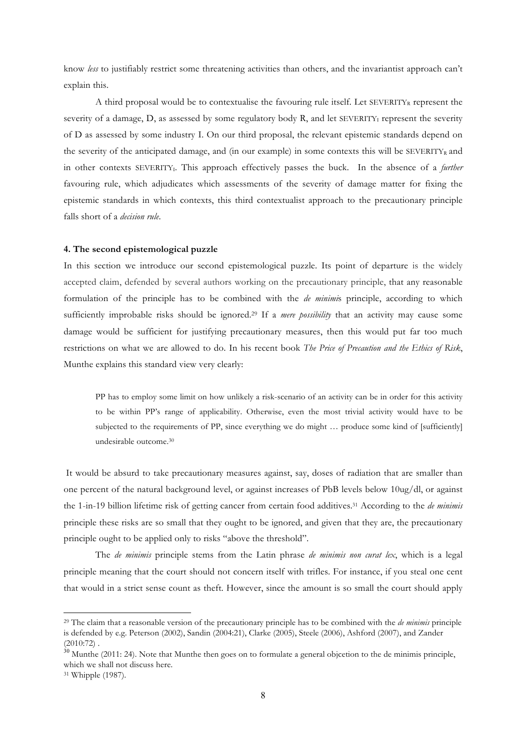know *less* to justifiably restrict some threatening activities than others, and the invariantist approach can't explain this.

A third proposal would be to contextualise the favouring rule itself. Let $\text{SEVERITY}_R$ represent the severity of a damage, D, as assessed by some regulatory body R, and let $\text{SEVERITY}_I$ represent the severity of D as assessed by some industry I. On our third proposal, the relevant epistemic standards depend on the severity of the anticipated damage, and (in our example) in some contexts this will be $\text{SEVERITY}_R$ and in other contexts $\text{SEVERITY}_I$. This approach effectively passes the buck. In the absence of a *further* favouring rule, which adjudicates which assessments of the severity of damage matter for fixing the epistemic standards in which contexts, this third contextualist approach to the precautionary principle falls short of a *decision rule*.

#### 4. The second epistemological puzzle

In this section we introduce our second epistemological puzzle. Its point of departure is the widely accepted claim, defended by several authors working on the precautionary principle, that any reasonable formulation of the principle has to be combined with the *de minimis* principle, according to which sufficiently improbable risks should be ignored.[29] If a *mere possibility* that an activity may cause some damage would be sufficient for justifying precautionary measures, then this would put far too much restrictions on what we are allowed to do. In his recent book *The Price of Precaution and the Ethics of Risk*, Munthe explains this standard view very clearly:

> PP has to employ some limit on how unlikely a risk-scenario of an activity can be in order for this activity to be within PP's range of applicability. Otherwise, even the most trivial activity would have to be subjected to the requirements of PP, since everything we do might … produce some kind of [sufficiently] undesirable outcome.[30]

It would be absurd to take precautionary measures against, say, doses of radiation that are smaller than one percent of the natural background level, or against increases of PbB levels below 10ug/dl, or against the 1-in-19 billion lifetime risk of getting cancer from certain food additives.[31] According to the *de minimis* principle these risks are so small that they ought to be ignored, and given that they are, the precautionary principle ought to be applied only to risks "above the threshold".

The *de minimis* principle stems from the Latin phrase *de minimis non curat lex*, which is a legal principle meaning that the court should not concern itself with trifles. For instance, if you steal one cent that would in a strict sense count as theft. However, since the amount is so small the court should apply

---

[29] The claim that a reasonable version of the precautionary principle has to be combined with the *de minimis* principle is defended by e.g. Peterson (2002), Sandin (2004:21), Clarke (2005), Steele (2006), Ashford (2007), and Zander (2010:72) .

[30] Munthe (2011: 24). Note that Munthe then goes on to formulate a general objcetion to the de minimis principle, which we shall not discuss here.

[31] Whipple (1987).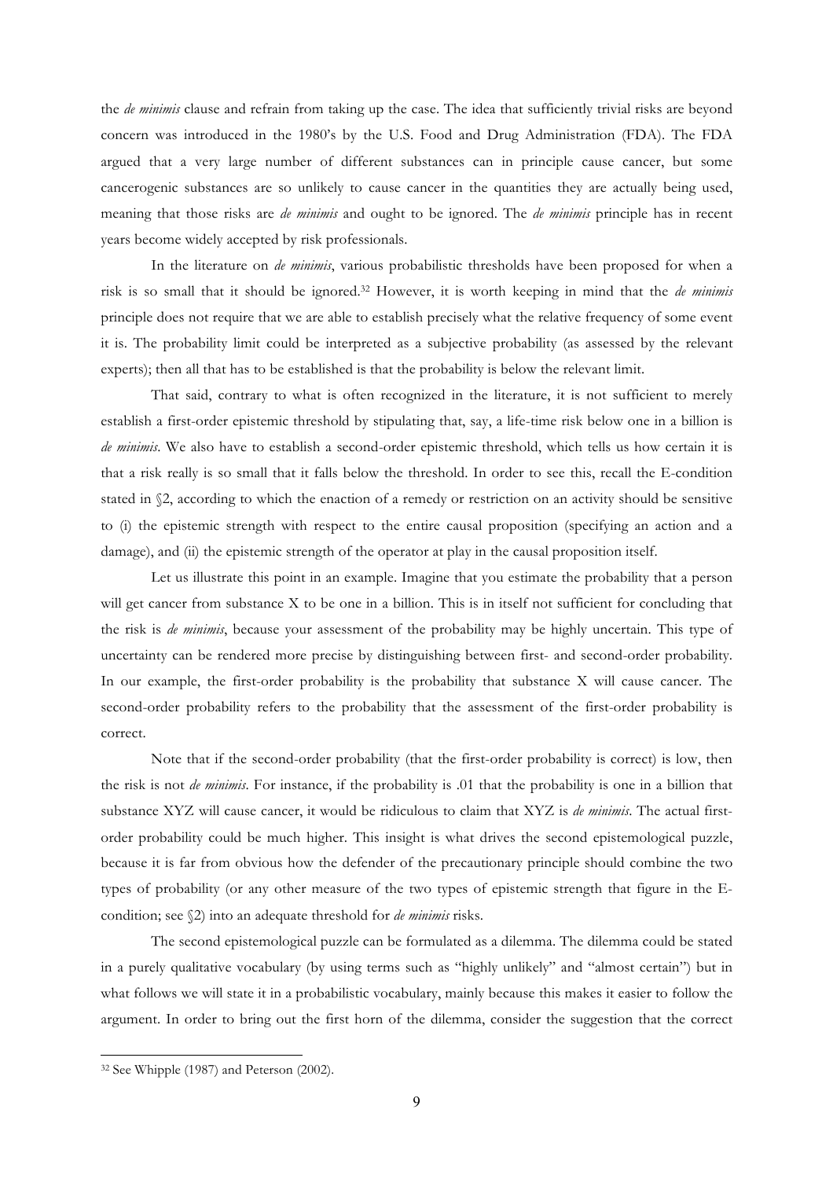the *de minimis* clause and refrain from taking up the case. The idea that sufficiently trivial risks are beyond concern was introduced in the 1980's by the U.S. Food and Drug Administration (FDA). The FDA argued that a very large number of different substances can in principle cause cancer, but some cancerogenic substances are so unlikely to cause cancer in the quantities they are actually being used, meaning that those risks are *de minimis* and ought to be ignored. The *de minimis* principle has in recent years become widely accepted by risk professionals.

In the literature on *de minimis*, various probabilistic thresholds have been proposed for when a risk is so small that it should be ignored.[32] However, it is worth keeping in mind that the *de minimis* principle does not require that we are able to establish precisely what the relative frequency of some event it is. The probability limit could be interpreted as a subjective probability (as assessed by the relevant experts); then all that has to be established is that the probability is below the relevant limit.

That said, contrary to what is often recognized in the literature, it is not sufficient to merely establish a first-order epistemic threshold by stipulating that, say, a life-time risk below one in a billion is *de minimis*. We also have to establish a second-order epistemic threshold, which tells us how certain it is that a risk really is so small that it falls below the threshold. In order to see this, recall the E-condition stated in §2, according to which the enaction of a remedy or restriction on an activity should be sensitive to (i) the epistemic strength with respect to the entire causal proposition (specifying an action and a damage), and (ii) the epistemic strength of the operator at play in the causal proposition itself.

Let us illustrate this point in an example. Imagine that you estimate the probability that a person will get cancer from substance X to be one in a billion. This is in itself not sufficient for concluding that the risk is *de minimis*, because your assessment of the probability may be highly uncertain. This type of uncertainty can be rendered more precise by distinguishing between first- and second-order probability. In our example, the first-order probability is the probability that substance X will cause cancer. The second-order probability refers to the probability that the assessment of the first-order probability is correct.

Note that if the second-order probability (that the first-order probability is correct) is low, then the risk is not *de minimis*. For instance, if the probability is .01 that the probability is one in a billion that substance XYZ will cause cancer, it would be ridiculous to claim that XYZ is *de minimis*. The actual first-order probability could be much higher. This insight is what drives the second epistemological puzzle, because it is far from obvious how the defender of the precautionary principle should combine the two types of probability (or any other measure of the two types of epistemic strength that figure in the E-condition; see §2) into an adequate threshold for *de minimis* risks.

The second epistemological puzzle can be formulated as a dilemma. The dilemma could be stated in a purely qualitative vocabulary (by using terms such as "highly unlikely" and "almost certain") but in what follows we will state it in a probabilistic vocabulary, mainly because this makes it easier to follow the argument. In order to bring out the first horn of the dilemma, consider the suggestion that the correct

[32] See Whipple (1987) and Peterson (2002).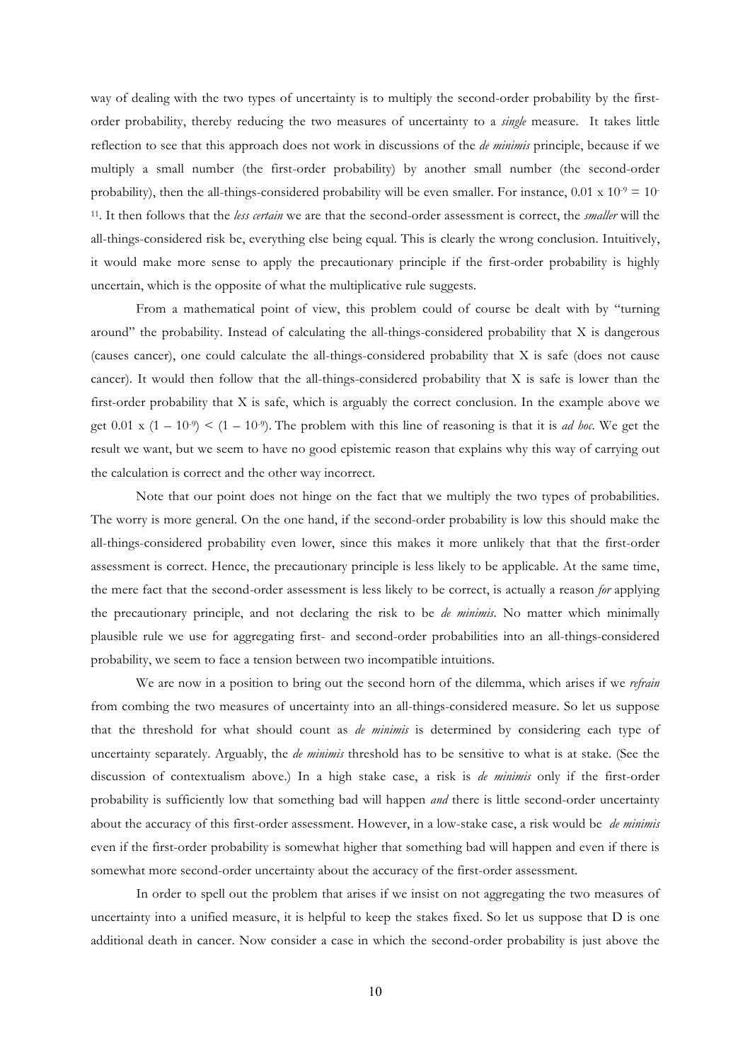way of dealing with the two types of uncertainty is to multiply the second-order probability by the first-order probability, thereby reducing the two measures of uncertainty to a *single* measure. It takes little reflection to see that this approach does not work in discussions of the *de minimis* principle, because if we multiply a small number (the first-order probability) by another small number (the second-order probability), then the all-things-considered probability will be even smaller. For instance, $0.01 \times 10^{-9} = 10^{-11}$. It then follows that the *less certain* we are that the second-order assessment is correct, the *smaller* will the all-things-considered risk be, everything else being equal. This is clearly the wrong conclusion. Intuitively, it would make more sense to apply the precautionary principle if the first-order probability is highly uncertain, which is the opposite of what the multiplicative rule suggests.

From a mathematical point of view, this problem could of course be dealt with by "turning around" the probability. Instead of calculating the all-things-considered probability that X is dangerous (causes cancer), one could calculate the all-things-considered probability that X is safe (does not cause cancer). It would then follow that the all-things-considered probability that X is safe is lower than the first-order probability that X is safe, which is arguably the correct conclusion. In the example above we get $0.01 \times (1 - 10^{-9}) < (1 - 10^{-9})$. The problem with this line of reasoning is that it is *ad hoc*. We get the result we want, but we seem to have no good epistemic reason that explains why this way of carrying out the calculation is correct and the other way incorrect.

Note that our point does not hinge on the fact that we multiply the two types of probabilities. The worry is more general. On the one hand, if the second-order probability is low this should make the all-things-considered probability even lower, since this makes it more unlikely that that the first-order assessment is correct. Hence, the precautionary principle is less likely to be applicable. At the same time, the mere fact that the second-order assessment is less likely to be correct, is actually a reason *for* applying the precautionary principle, and not declaring the risk to be *de minimis*. No matter which minimally plausible rule we use for aggregating first- and second-order probabilities into an all-things-considered probability, we seem to face a tension between two incompatible intuitions.

We are now in a position to bring out the second horn of the dilemma, which arises if we *refrain* from combing the two measures of uncertainty into an all-things-considered measure. So let us suppose that the threshold for what should count as *de minimis* is determined by considering each type of uncertainty separately. Arguably, the *de minimis* threshold has to be sensitive to what is at stake. (See the discussion of contextualism above.) In a high stake case, a risk is *de minimis* only if the first-order probability is sufficiently low that something bad will happen *and* there is little second-order uncertainty about the accuracy of this first-order assessment. However, in a low-stake case, a risk would be *de minimis* even if the first-order probability is somewhat higher that something bad will happen and even if there is somewhat more second-order uncertainty about the accuracy of the first-order assessment.

In order to spell out the problem that arises if we insist on not aggregating the two measures of uncertainty into a unified measure, it is helpful to keep the stakes fixed. So let us suppose that D is one additional death in cancer. Now consider a case in which the second-order probability is just above the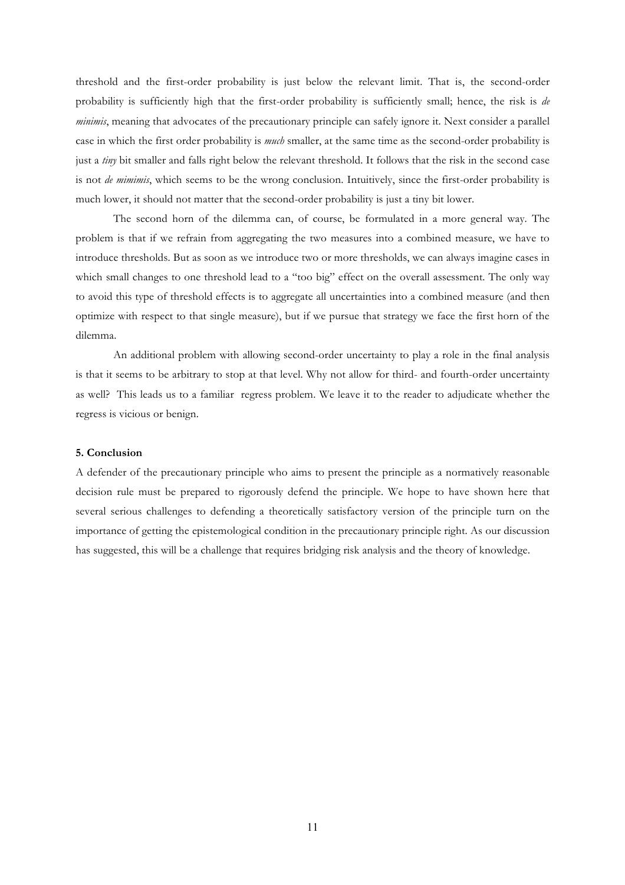threshold and the first-order probability is just below the relevant limit. That is, the second-order probability is sufficiently high that the first-order probability is sufficiently small; hence, the risk is *de minimis*, meaning that advocates of the precautionary principle can safely ignore it. Next consider a parallel case in which the first order probability is *much* smaller, at the same time as the second-order probability is just a *tiny* bit smaller and falls right below the relevant threshold. It follows that the risk in the second case is not *de mimimis*, which seems to be the wrong conclusion. Intuitively, since the first-order probability is much lower, it should not matter that the second-order probability is just a tiny bit lower.

The second horn of the dilemma can, of course, be formulated in a more general way. The problem is that if we refrain from aggregating the two measures into a combined measure, we have to introduce thresholds. But as soon as we introduce two or more thresholds, we can always imagine cases in which small changes to one threshold lead to a "too big" effect on the overall assessment. The only way to avoid this type of threshold effects is to aggregate all uncertainties into a combined measure (and then optimize with respect to that single measure), but if we pursue that strategy we face the first horn of the dilemma.

An additional problem with allowing second-order uncertainty to play a role in the final analysis is that it seems to be arbitrary to stop at that level. Why not allow for third- and fourth-order uncertainty as well? This leads us to a familiar regress problem. We leave it to the reader to adjudicate whether the regress is vicious or benign.

**5. Conclusion**

A defender of the precautionary principle who aims to present the principle as a normatively reasonable decision rule must be prepared to rigorously defend the principle. We hope to have shown here that several serious challenges to defending a theoretically satisfactory version of the principle turn on the importance of getting the epistemological condition in the precautionary principle right. As our discussion has suggested, this will be a challenge that requires bridging risk analysis and the theory of knowledge.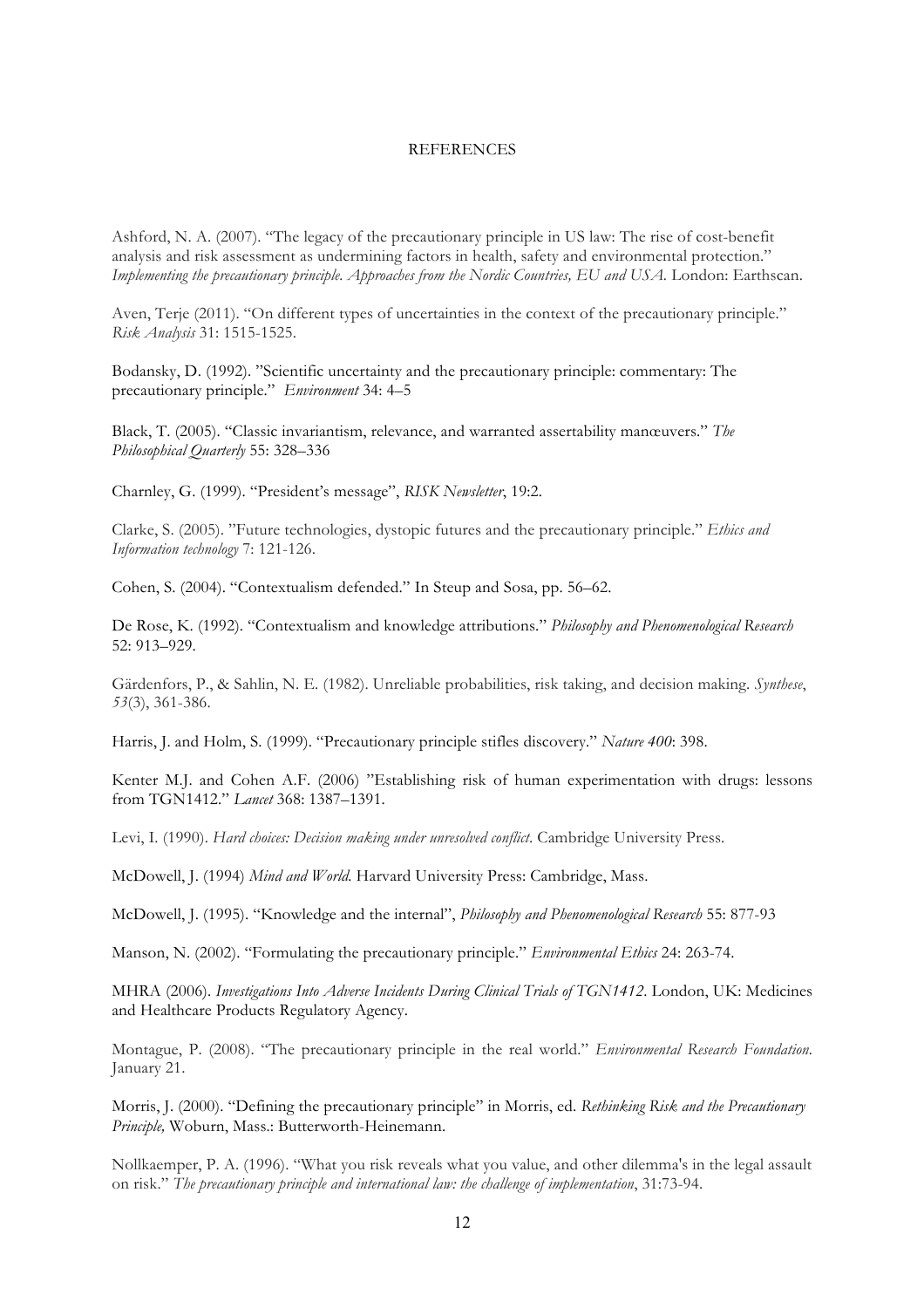# REFERENCES

Ashford, N. A. (2007). "The legacy of the precautionary principle in US law: The rise of cost-benefit analysis and risk assessment as undermining factors in health, safety and environmental protection." *Implementing the precautionary principle. Approaches from the Nordic Countries, EU and USA.* London: Earthscan.

Aven, Terje (2011). "On different types of uncertainties in the context of the precautionary principle." *Risk Analysis* 31: 1515-1525.

Bodansky, D. (1992). "Scientific uncertainty and the precautionary principle: commentary: The precautionary principle." *Environment* 34: 4–5

Black, T. (2005). "Classic invariantism, relevance, and warranted assertability manœuvers." *The Philosophical Quarterly* 55: 328–336

Charnley, G. (1999). "President's message", *RISK Newsletter*, 19:2.

Clarke, S. (2005). "Future technologies, dystopic futures and the precautionary principle." *Ethics and Information technology* 7: 121-126.

Cohen, S. (2004). "Contextualism defended." In Steup and Sosa, pp. 56–62.

De Rose, K. (1992). "Contextualism and knowledge attributions." *Philosophy and Phenomenological Research* 52: 913–929.

Gärdenfors, P., & Sahlin, N. E. (1982). Unreliable probabilities, risk taking, and decision making. *Synthese*, *53*(3), 361-386.

Harris, J. and Holm, S. (1999). "Precautionary principle stifles discovery." *Nature 400*: 398.

Kenter M.J. and Cohen A.F. (2006) "Establishing risk of human experimentation with drugs: lessons from TGN1412." *Lancet* 368: 1387–1391.

Levi, I. (1990). *Hard choices: Decision making under unresolved conflict*. Cambridge University Press.

McDowell, J. (1994) *Mind and World.* Harvard University Press: Cambridge, Mass.

McDowell, J. (1995). "Knowledge and the internal", *Philosophy and Phenomenological Research* 55: 877-93

Manson, N. (2002). "Formulating the precautionary principle." *Environmental Ethics* 24: 263-74.

MHRA (2006). *Investigations Into Adverse Incidents During Clinical Trials of TGN1412*. London, UK: Medicines and Healthcare Products Regulatory Agency.

Montague, P. (2008). "The precautionary principle in the real world." *Environmental Research Foundation.* January 21.

Morris, J. (2000). "Defining the precautionary principle" in Morris, ed. *Rethinking Risk and the Precautionary Principle,* Woburn, Mass.: Butterworth-Heinemann.

Nollkaemper, P. A. (1996). "What you risk reveals what you value, and other dilemma's in the legal assault on risk." *The precautionary principle and international law: the challenge of implementation*, 31:73-94.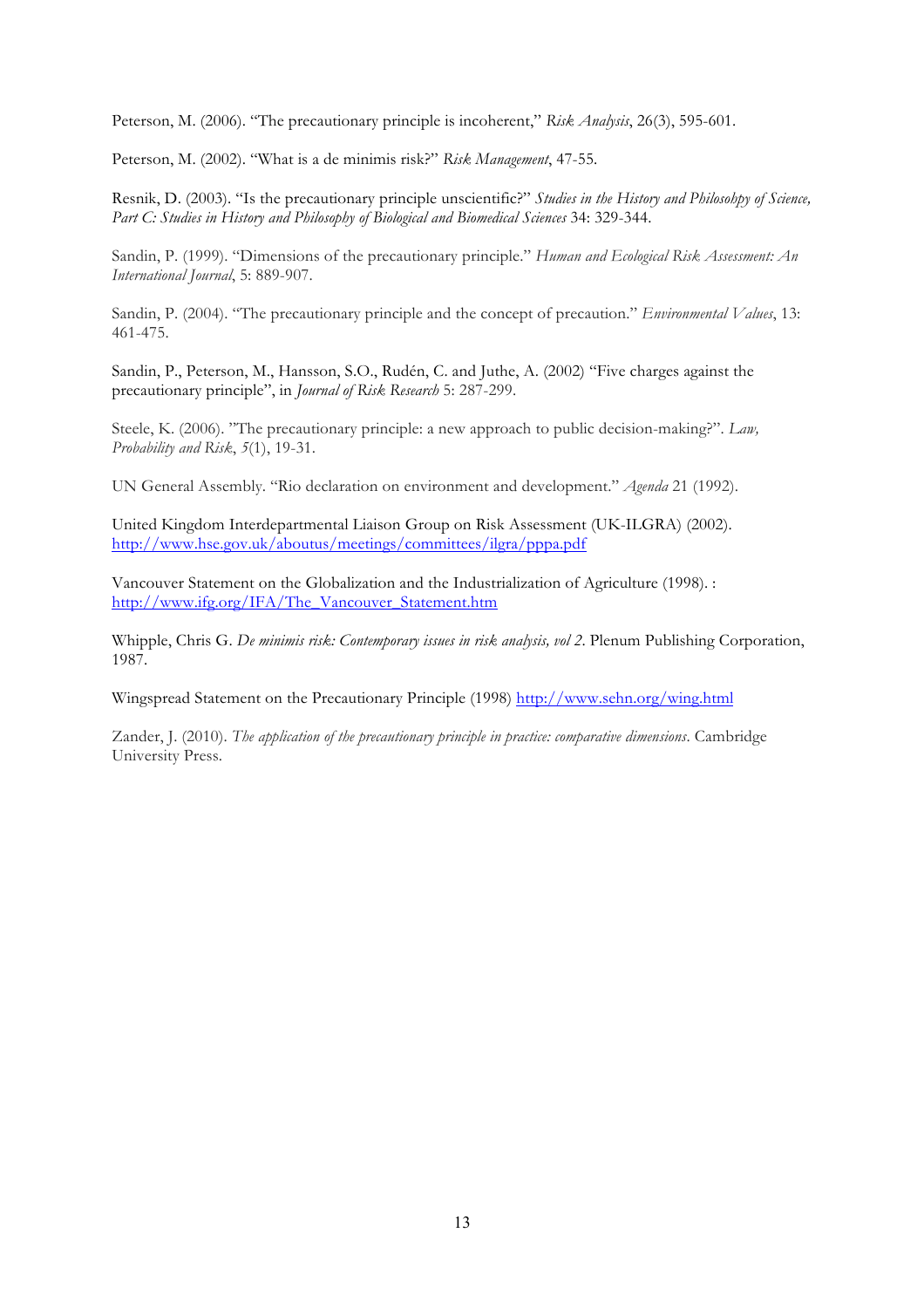Peterson, M. (2006). "The precautionary principle is incoherent," *Risk Analysis*, 26(3), 595-601.

Peterson, M. (2002). "What is a de minimis risk?" *Risk Management*, 47-55.

Resnik, D. (2003). "Is the precautionary principle unscientific?" *Studies in the History and Philosohpy of Science, Part C: Studies in History and Philosophy of Biological and Biomedical Sciences* 34: 329-344.

Sandin, P. (1999). "Dimensions of the precautionary principle." *Human and Ecological Risk Assessment: An International Journal*, 5: 889-907.

Sandin, P. (2004). "The precautionary principle and the concept of precaution." *Environmental Values*, 13: 461-475.

Sandin, P., Peterson, M., Hansson, S.O., Rudén, C. and Juthe, A. (2002) "Five charges against the precautionary principle", in *Journal of Risk Research* 5: 287-299.

Steele, K. (2006). "The precautionary principle: a new approach to public decision-making?". *Law, Probability and Risk*, *5*(1), 19-31.

UN General Assembly. "Rio declaration on environment and development." *Agenda* 21 (1992).

United Kingdom Interdepartmental Liaison Group on Risk Assessment (UK-ILGRA) (2002). http://www.hse.gov.uk/aboutus/meetings/committees/ilgra/pppa.pdf

Vancouver Statement on the Globalization and the Industrialization of Agriculture (1998). : http://www.ifg.org/IFA/The_Vancouver_Statement.htm

Whipple, Chris G. *De minimis risk: Contemporary issues in risk analysis, vol 2*. Plenum Publishing Corporation, 1987.

Wingspread Statement on the Precautionary Principle (1998) http://www.sehn.org/wing.html

Zander, J. (2010). *The application of the precautionary principle in practice: comparative dimensions*. Cambridge University Press.